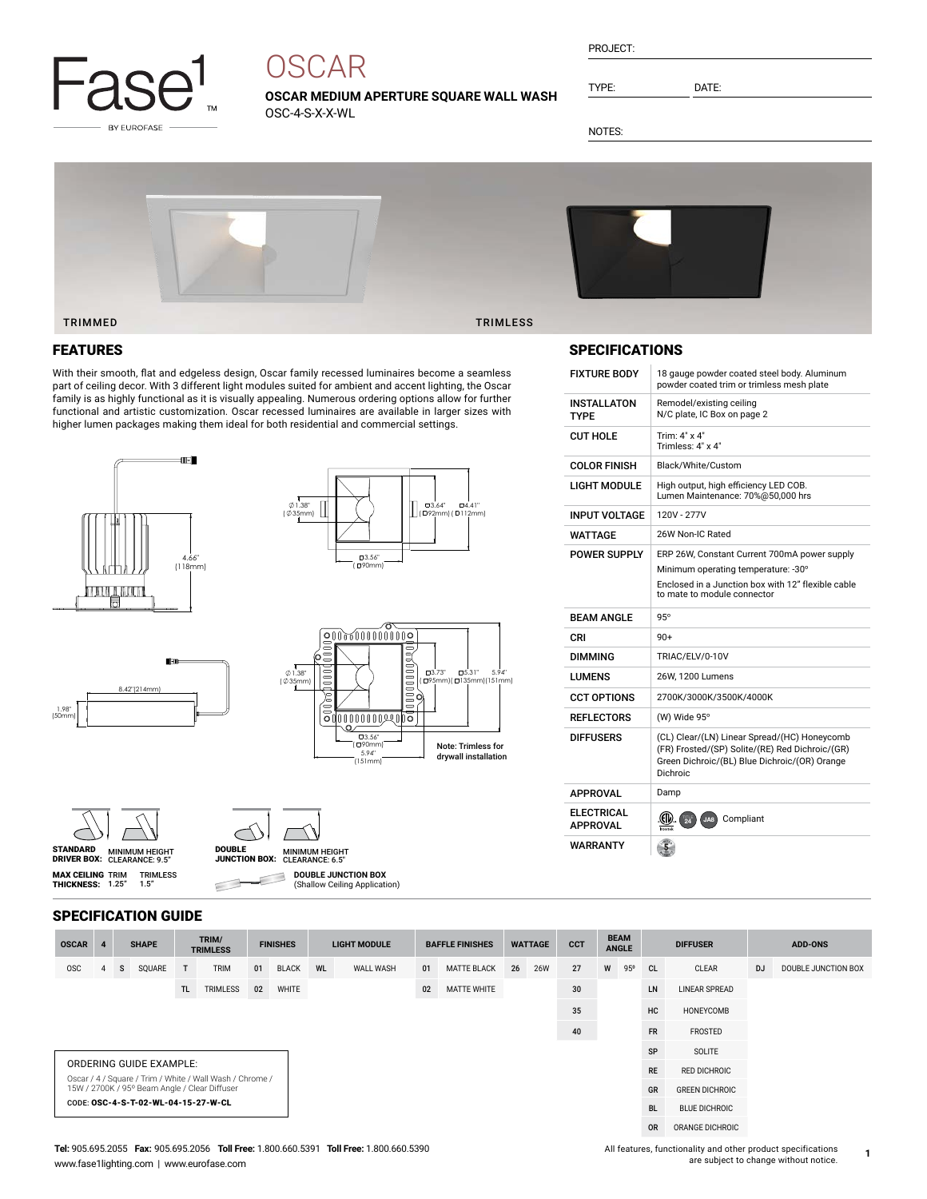# OSCAR

**OSCAR MEDIUM APERTURE SQUARE WALL WASH**
OSC-4-S-X-X-WL

PROJECT:

TYPE: DATE:

NOTES:

TRIMMED TRIMLESS

## FEATURES

With their smooth, flat and edgeless design, Oscar family recessed luminaires become a seamless part of ceiling decor. With 3 different light modules suited for ambient and accent lighting, the Oscar family is as highly functional as it is visually appealing. Numerous ordering options allow for further functional and artistic customization. Oscar recessed luminaires are available in larger sizes with higher lumen packages making them ideal for both residential and commercial settings.

4.66" (118mm)

∅1.38" (∅35mm) □3.64" (□92mm) □4.41" (□112mm)

□3.56" (□90mm)

8.42"(214mm)

1.98" (50mm)

∅1.38" (∅35mm) □3.73" (□95mm) □5.31" (□135mm) 5.94" (151mm)

□3.56" (□90mm) 5.94" (151mm)

**Note: Trimless for drywall installation**

**STANDARD DRIVER BOX:** MINIMUM HEIGHT CLEARANCE: 9.5"

**DOUBLE JUNCTION BOX:** MINIMUM HEIGHT CLEARANCE: 6.5"

**MAX CEILING THICKNESS:** TRIM 1.25" TRIMLESS 1.5"

**DOUBLE JUNCTION BOX** (Shallow Ceiling Application)

## SPECIFICATIONS

| | |
|---|---|
| **FIXTURE BODY** | 18 gauge powder coated steel body. Aluminum powder coated trim or trimless mesh plate |
| **INSTALLATON TYPE** | Remodel/existing ceiling<br>N/C plate, IC Box on page 2 |
| **CUT HOLE** | Trim: 4" x 4"<br>Trimless: 4" x 4" |
| **COLOR FINISH** | Black/White/Custom |
| **LIGHT MODULE** | High output, high efficiency LED COB.<br>Lumen Maintenance: 70%@50,000 hrs |
| **INPUT VOLTAGE** | 120V - 277V |
| **WATTAGE** | 26W Non-IC Rated |
| **POWER SUPPLY** | ERP 26W, Constant Current 700mA power supply<br>Minimum operating temperature: -30°<br>Enclosed in a Junction box with 12" flexible cable to mate to module connector |
| **BEAM ANGLE** | 95° |
| **CRI** | 90+ |
| **DIMMING** | TRIAC/ELV/0-10V |
| **LUMENS** | 26W, 1200 Lumens |
| **CCT OPTIONS** | 2700K/3000K/3500K/4000K |
| **REFLECTORS** | (W) Wide 95° |
| **DIFFUSERS** | (CL) Clear/(LN) Linear Spread/(HC) Honeycomb (FR) Frosted/(SP) Solite/(RE) Red Dichroic/(GR) Green Dichroic/(BL) Blue Dichroic/(OR) Orange Dichroic |
| **APPROVAL** | Damp |
| **ELECTRICAL APPROVAL** | Compliant |
| **WARRANTY** | |

## SPECIFICATION GUIDE

| OSCAR | 4 | SHAPE | | TRIM/ TRIMLESS | | FINISHES | | LIGHT MODULE | | BAFFLE FINISHES | | WATTAGE | | CCT | BEAM ANGLE | | DIFFUSER | | ADD-ONS | |
|---|---|---|---|---|---|---|---|---|---|---|---|---|---|---|---|---|---|---|---|---|
| OSC | 4 | S | SQUARE | T | TRIM | 01 | BLACK | WL | WALL WASH | 01 | MATTE BLACK | 26 | 26W | 27 | W | 95º | CL | CLEAR | DJ | DOUBLE JUNCTION BOX |
| | | | | TL | TRIMLESS | 02 | WHITE | | | 02 | MATTE WHITE | | | 30 | | | LN | LINEAR SPREAD | | |
| | | | | | | | | | | | | | | 35 | | | HC | HONEYCOMB | | |
| | | | | | | | | | | | | | | 40 | | | FR | FROSTED | | |
| | | | | | | | | | | | | | | | | | SP | SOLITE | | |
| | | | | | | | | | | | | | | | | | RE | RED DICHROIC | | |
| | | | | | | | | | | | | | | | | | GR | GREEN DICHROIC | | |
| | | | | | | | | | | | | | | | | | BL | BLUE DICHROIC | | |
| | | | | | | | | | | | | | | | | | OR | ORANGE DICHROIC | | |

ORDERING GUIDE EXAMPLE:

Oscar / 4 / Square / Trim / White / Wall Wash / Chrome / 15W / 2700K / 95º Beam Angle / Clear Diffuser

CODE: **OSC-4-S-T-02-WL-04-15-27-W-CL**

**Tel:** 905.695.2055 **Fax:** 905.695.2056 **Toll Free:** 1.800.660.5391 **Toll Free:** 1.800.660.5390
www.fase1lighting.com | www.eurofase.com

All features, functionality and other product specifications are subject to change without notice.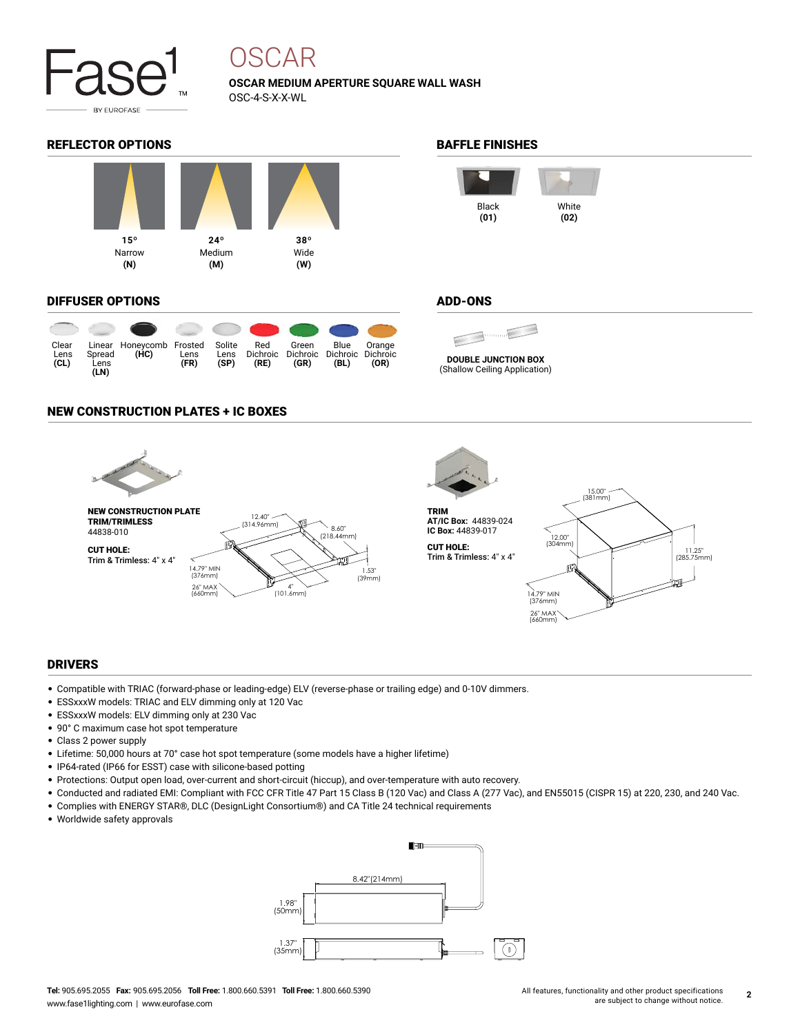# OSCAR

**OSCAR MEDIUM APERTURE SQUARE WALL WASH**

OSC-4-S-X-X-WL

## REFLECTOR OPTIONS

| 15° | 24° | 38° |
|---|---|---|
| Narrow | Medium | Wide |
| **(N)** | **(M)** | **(W)** |

## BAFFLE FINISHES

| Black | White |
|---|---|
| **(01)** | **(02)** |

## DIFFUSER OPTIONS

| Clear Lens | Linear Spread Lens | Honeycomb | Frosted Lens | Solite Lens | Red Dichroic | Green Dichroic | Blue Dichroic | Orange Dichroic |
|---|---|---|---|---|---|---|---|---|
| **(CL)** | **(LN)** | **(HC)** | **(FR)** | **(SP)** | **(RE)** | **(GR)** | **(BL)** | **(OR)** |

## ADD-ONS

**DOUBLE JUNCTION BOX**
(Shallow Ceiling Application)

## NEW CONSTRUCTION PLATES + IC BOXES

**NEW CONSTRUCTION PLATE**
**TRIM/TRIMLESS**
44838-010

**CUT HOLE:**
Trim & Trimless: 4" x 4"

12.40" (314.96mm)
8.60" (218.44mm)
1.53" (39mm)
4" (101.6mm)
14.79" MIN (376mm)
26" MAX (660mm)

**TRIM**
**AT/IC Box:** 44839-024
**IC Box:** 44839-017

**CUT HOLE:**
Trim & Trimless: 4" x 4"

15.00" (381mm)
12.00" (304mm)
11.25" (285.75mm)
14.79" MIN (376mm)
26" MAX (660mm)

## DRIVERS

- Compatible with TRIAC (forward-phase or leading-edge) ELV (reverse-phase or trailing edge) and 0-10V dimmers.
- ESSxxxW models: TRIAC and ELV dimming only at 120 Vac
- ESSxxxW models: ELV dimming only at 230 Vac
- 90° C maximum case hot spot temperature
- Class 2 power supply
- Lifetime: 50,000 hours at 70° case hot spot temperature (some models have a higher lifetime)
- IP64-rated (IP66 for ESST) case with silicone-based potting
- Protections: Output open load, over-current and short-circuit (hiccup), and over-temperature with auto recovery.
- Conducted and radiated EMI: Compliant with FCC CFR Title 47 Part 15 Class B (120 Vac) and Class A (277 Vac), and EN55015 (CISPR 15) at 220, 230, and 240 Vac.
- Complies with ENERGY STAR®, DLC (DesignLight Consortium®) and CA Title 24 technical requirements
- Worldwide safety approvals

8.42" (214mm)
1.98" (50mm)
1.37" (35mm)

**Tel:** 905.695.2055 **Fax:** 905.695.2056 **Toll Free:** 1.800.660.5391 **Toll Free:** 1.800.660.5390
www.fase1lighting.com | www.eurofase.com

All features, functionality and other product specifications are subject to change without notice.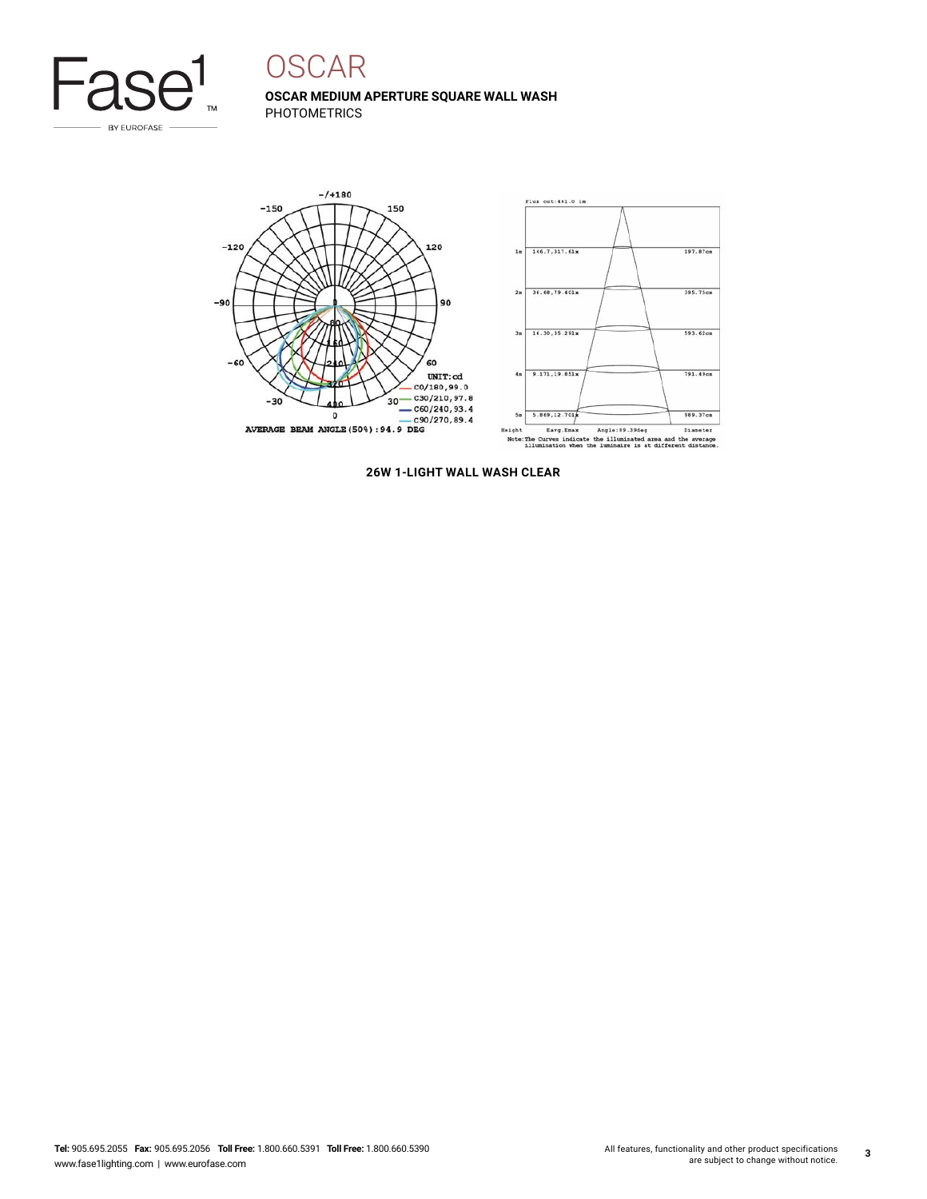# OSCAR

**OSCAR MEDIUM APERTURE SQUARE WALL WASH**

PHOTOMETRICS

-/+180
-150
150
-120
120
-90
90
-60
60
-30
30
0
80
160
240
320
400
UNIT:cd
C0/180,99.0
C30/210,97.8
C60/240,93.4
C90/270,89.4
AVERAGE BEAM ANGLE(50%):94.9 DEG

Flux out:461.0 lm
1m 146.7,317.6lx 197.87cm
2m 36.68,79.40lx 395.75cm
3m 16.30,35.29lx 593.62cm
4m 9.171,19.85lx 791.49cm
5m 5.869,12.70lx 989.37cm
Height Eavg.Emax Angle:89.39deg Diameter
Note:The Curves indicate the illuminated area and the average illumination when the luminaire is at different distance.

**26W 1-LIGHT WALL WASH CLEAR**

**Tel:** 905.695.2055 **Fax:** 905.695.2056 **Toll Free:** 1.800.660.5391 **Toll Free:** 1.800.660.5390
www.fase1lighting.com | www.eurofase.com

All features, functionality and other product specifications are subject to change without notice.